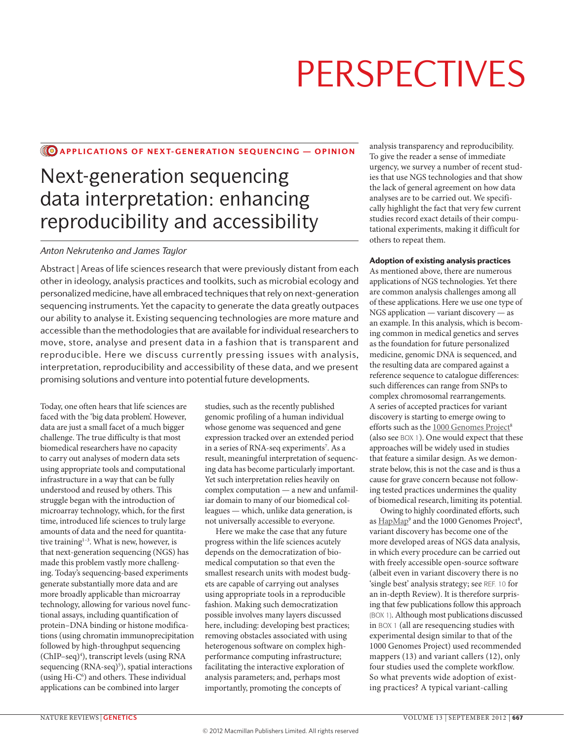PERSPECTIVES

APPLICATIONS OF NEXT-GENERATION SEQUENCING — OPINION

# Next-generation sequencing data interpretation: enhancing reproducibility and accessibility

*Anton Nekrutenko and James Taylor*

Abstract | Areas of life sciences research that were previously distant from each other in ideology, analysis practices and toolkits, such as microbial ecology and personalized medicine, have all embraced techniques that rely on next-generation sequencing instruments. Yet the capacity to generate the data greatly outpaces our ability to analyse it. Existing sequencing technologies are more mature and accessible than the methodologies that are available for individual researchers to move, store, analyse and present data in a fashion that is transparent and reproducible. Here we discuss currently pressing issues with analysis, interpretation, reproducibility and accessibility of these data, and we present promising solutions and venture into potential future developments.

Today, one often hears that life sciences are faced with the 'big data problem'. However, data are just a small facet of a much bigger challenge. The true difficulty is that most biomedical researchers have no capacity to carry out analyses of modern data sets using appropriate tools and computational infrastructure in a way that can be fully understood and reused by others. This struggle began with the introduction of microarray technology, which, for the first time, introduced life sciences to truly large amounts of data and the need for quantitative training[1–3]. What is new, however, is that next-generation sequencing (NGS) has made this problem vastly more challenging. Today's sequencing-based experiments generate substantially more data and are more broadly applicable than microarray technology, allowing for various novel functional assays, including quantification of protein–DNA binding or histone modifications (using chromatin immunoprecipitation followed by high-throughput sequencing (ChIP–seq)[4]), transcript levels (using RNA sequencing (RNA-seq)[5]), spatial interactions (using Hi-C[6]) and others. These individual applications can be combined into larger studies, such as the recently published genomic profiling of a human individual whose genome was sequenced and gene expression tracked over an extended period in a series of RNA-seq experiments[7]. As a result, meaningful interpretation of sequencing data has become particularly important. Yet such interpretation relies heavily on complex computation — a new and unfamiliar domain to many of our biomedical colleagues — which, unlike data generation, is not universally accessible to everyone.

Here we make the case that any future progress within the life sciences acutely depends on the democratization of biomedical computation so that even the smallest research units with modest budgets are capable of carrying out analyses using appropriate tools in a reproducible fashion. Making such democratization possible involves many layers discussed here, including: developing best practices; removing obstacles associated with using heterogenous software on complex high-performance computing infrastructure; facilitating the interactive exploration of analysis parameters; and, perhaps most importantly, promoting the concepts of analysis transparency and reproducibility. To give the reader a sense of immediate urgency, we survey a number of recent studies that use NGS technologies and that show the lack of general agreement on how data analyses are to be carried out. We specifically highlight the fact that very few current studies record exact details of their computational experiments, making it difficult for others to repeat them.

### Adoption of existing analysis practices

As mentioned above, there are numerous applications of NGS technologies. Yet there are common analysis challenges among all of these applications. Here we use one type of NGS application — variant discovery — as an example. In this analysis, which is becoming common in medical genetics and serves as the foundation for future personalized medicine, genomic DNA is sequenced, and the resulting data are compared against a reference sequence to catalogue differences: such differences can range from SNPs to complex chromosomal rearrangements. A series of accepted practices for variant discovery is starting to emerge owing to efforts such as the 1000 Genomes Project[8] (also see BOX 1). One would expect that these approaches will be widely used in studies that feature a similar design. As we demonstrate below, this is not the case and is thus a cause for grave concern because not following tested practices undermines the quality of biomedical research, limiting its potential.

Owing to highly coordinated efforts, such as HapMap[9] and the 1000 Genomes Project[8], variant discovery has become one of the more developed areas of NGS data analysis, in which every procedure can be carried out with freely accessible open-source software (albeit even in variant discovery there is no 'single best' analysis strategy; see REF. 10 for an in-depth Review). It is therefore surprising that few publications follow this approach (BOX 1). Although most publications discussed in BOX 1 (all are resequencing studies with experimental design similar to that of the 1000 Genomes Project) used recommended mappers (13) and variant callers (12), only four studies used the complete workflow. So what prevents wide adoption of existing practices? A typical variant-calling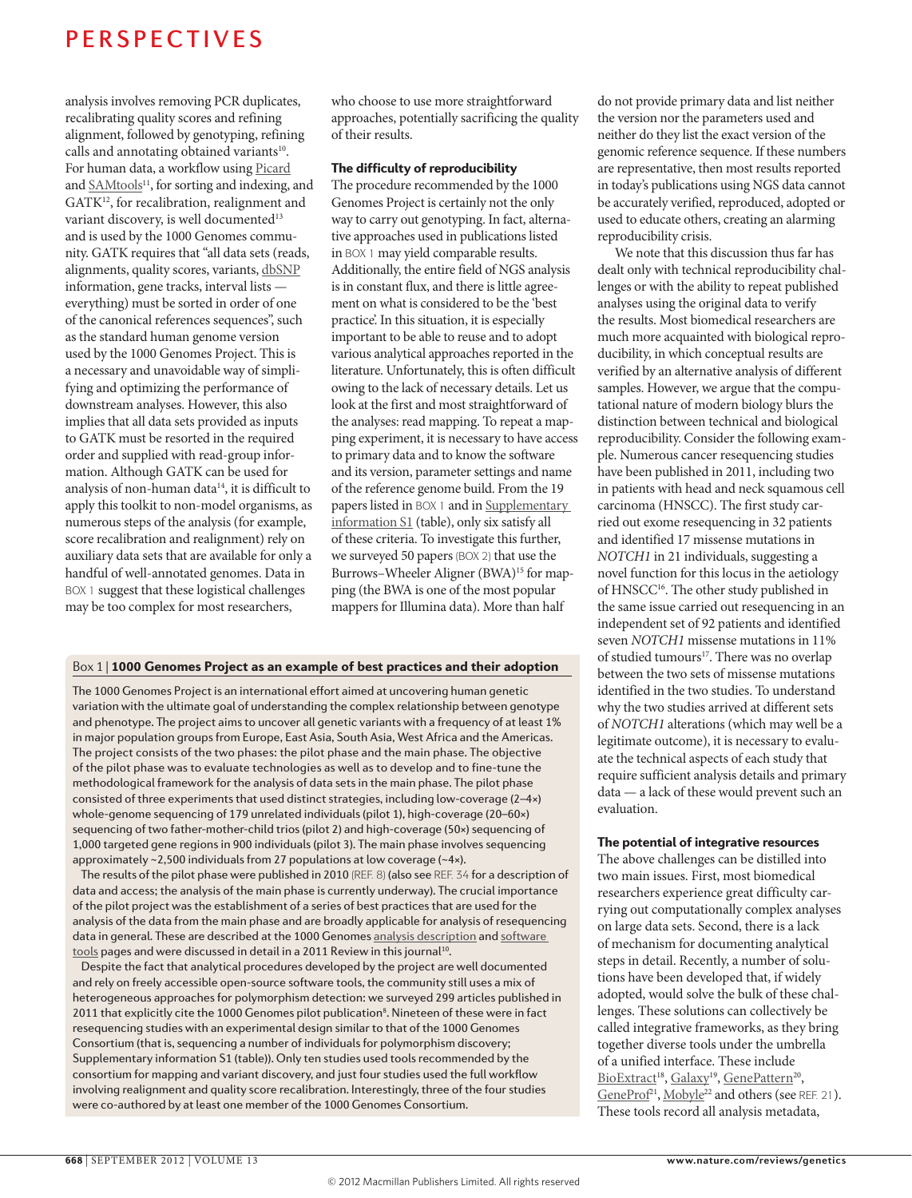analysis involves removing PCR duplicates, recalibrating quality scores and refining alignment, followed by genotyping, refining calls and annotating obtained variants[10]. For human data, a workflow using Picard and SAMtools[11], for sorting and indexing, and GATK[12], for recalibration, realignment and variant discovery, is well documented[13] and is used by the 1000 Genomes community. GATK requires that "all data sets (reads, alignments, quality scores, variants, dbSNP information, gene tracks, interval lists — everything) must be sorted in order of one of the canonical references sequences", such as the standard human genome version used by the 1000 Genomes Project. This is a necessary and unavoidable way of simplifying and optimizing the performance of downstream analyses. However, this also implies that all data sets provided as inputs to GATK must be resorted in the required order and supplied with read-group information. Although GATK can be used for analysis of non-human data[14], it is difficult to apply this toolkit to non-model organisms, as numerous steps of the analysis (for example, score recalibration and realignment) rely on auxiliary data sets that are available for only a handful of well-annotated genomes. Data in BOX 1 suggest that these logistical challenges may be too complex for most researchers, who choose to use more straightforward approaches, potentially sacrificing the quality of their results.

### The difficulty of reproducibility

The procedure recommended by the 1000 Genomes Project is certainly not the only way to carry out genotyping. In fact, alternative approaches used in publications listed in BOX 1 may yield comparable results. Additionally, the entire field of NGS analysis is in constant flux, and there is little agreement on what is considered to be the 'best practice'. In this situation, it is especially important to be able to reuse and to adopt various analytical approaches reported in the literature. Unfortunately, this is often difficult owing to the lack of necessary details. Let us look at the first and most straightforward of the analyses: read mapping. To repeat a mapping experiment, it is necessary to have access to primary data and to know the software and its version, parameter settings and name of the reference genome build. From the 19 papers listed in BOX 1 and in Supplementary information S1 (table), only six satisfy all of these criteria. To investigate this further, we surveyed 50 papers (BOX 2) that use the Burrows–Wheeler Aligner (BWA)[15] for mapping (the BWA is one of the most popular mappers for Illumina data). More than half do not provide primary data and list neither the version nor the parameters used and neither do they list the exact version of the genomic reference sequence. If these numbers are representative, then most results reported in today's publications using NGS data cannot be accurately verified, reproduced, adopted or used to educate others, creating an alarming reproducibility crisis.

We note that this discussion thus far has dealt only with technical reproducibility challenges or with the ability to repeat published analyses using the original data to verify the results. Most biomedical researchers are much more acquainted with biological reproducibility, in which conceptual results are verified by an alternative analysis of different samples. However, we argue that the computational nature of modern biology blurs the distinction between technical and biological reproducibility. Consider the following example. Numerous cancer resequencing studies have been published in 2011, including two in patients with head and neck squamous cell carcinoma (HNSCC). The first study carried out exome resequencing in 32 patients and identified 17 missense mutations in *NOTCH1* in 21 individuals, suggesting a novel function for this locus in the aetiology of HNSCC[16]. The other study published in the same issue carried out resequencing in an independent set of 92 patients and identified seven *NOTCH1* missense mutations in 11% of studied tumours[17]. There was no overlap between the two sets of missense mutations identified in the two studies. To understand why the two studies arrived at different sets of *NOTCH1* alterations (which may well be a legitimate outcome), it is necessary to evaluate the technical aspects of each study that require sufficient analysis details and primary data — a lack of these would prevent such an evaluation.

### The potential of integrative resources

The above challenges can be distilled into two main issues. First, most biomedical researchers experience great difficulty carrying out computationally complex analyses on large data sets. Second, there is a lack of mechanism for documenting analytical steps in detail. Recently, a number of solutions have been developed that, if widely adopted, would solve the bulk of these challenges. These solutions can collectively be called integrative frameworks, as they bring together diverse tools under the umbrella of a unified interface. These include BioExtract[18], Galaxy[19], GenePattern[20], GeneProf[21], Mobyle[22] and others (see REF. 21). These tools record all analysis metadata,

---

**Box 1 | 1000 Genomes Project as an example of best practices and their adoption**

The 1000 Genomes Project is an international effort aimed at uncovering human genetic variation with the ultimate goal of understanding the complex relationship between genotype and phenotype. The project aims to uncover all genetic variants with a frequency of at least 1% in major population groups from Europe, East Asia, South Asia, West Africa and the Americas. The project consists of the two phases: the pilot phase and the main phase. The objective of the pilot phase was to evaluate technologies as well as to develop and to fine-tune the methodological framework for the analysis of data sets in the main phase. The pilot phase consisted of three experiments that used distinct strategies, including low-coverage (2–4×) whole-genome sequencing of 179 unrelated individuals (pilot 1), high-coverage (20–60×) sequencing of two father-mother-child trios (pilot 2) and high-coverage (50×) sequencing of 1,000 targeted gene regions in 900 individuals (pilot 3). The main phase involves sequencing approximately ~2,500 individuals from 27 populations at low coverage (~4×).

The results of the pilot phase were published in 2010 (REF. 8) (also see REF. 34 for a description of data and access; the analysis of the main phase is currently underway). The crucial importance of the pilot project was the establishment of a series of best practices that are used for the analysis of the data from the main phase and are broadly applicable for analysis of resequencing data in general. These are described at the 1000 Genomes analysis description and software tools pages and were discussed in detail in a 2011 Review in this journal[10].

Despite the fact that analytical procedures developed by the project are well documented and rely on freely accessible open-source software tools, the community still uses a mix of heterogeneous approaches for polymorphism detection: we surveyed 299 articles published in 2011 that explicitly cite the 1000 Genomes pilot publication[8]. Nineteen of these were in fact resequencing studies with an experimental design similar to that of the 1000 Genomes Consortium (that is, sequencing a number of individuals for polymorphism discovery; Supplementary information S1 (table)). Only ten studies used tools recommended by the consortium for mapping and variant discovery, and just four studies used the full workflow involving realignment and quality score recalibration. Interestingly, three of the four studies were co-authored by at least one member of the 1000 Genomes Consortium.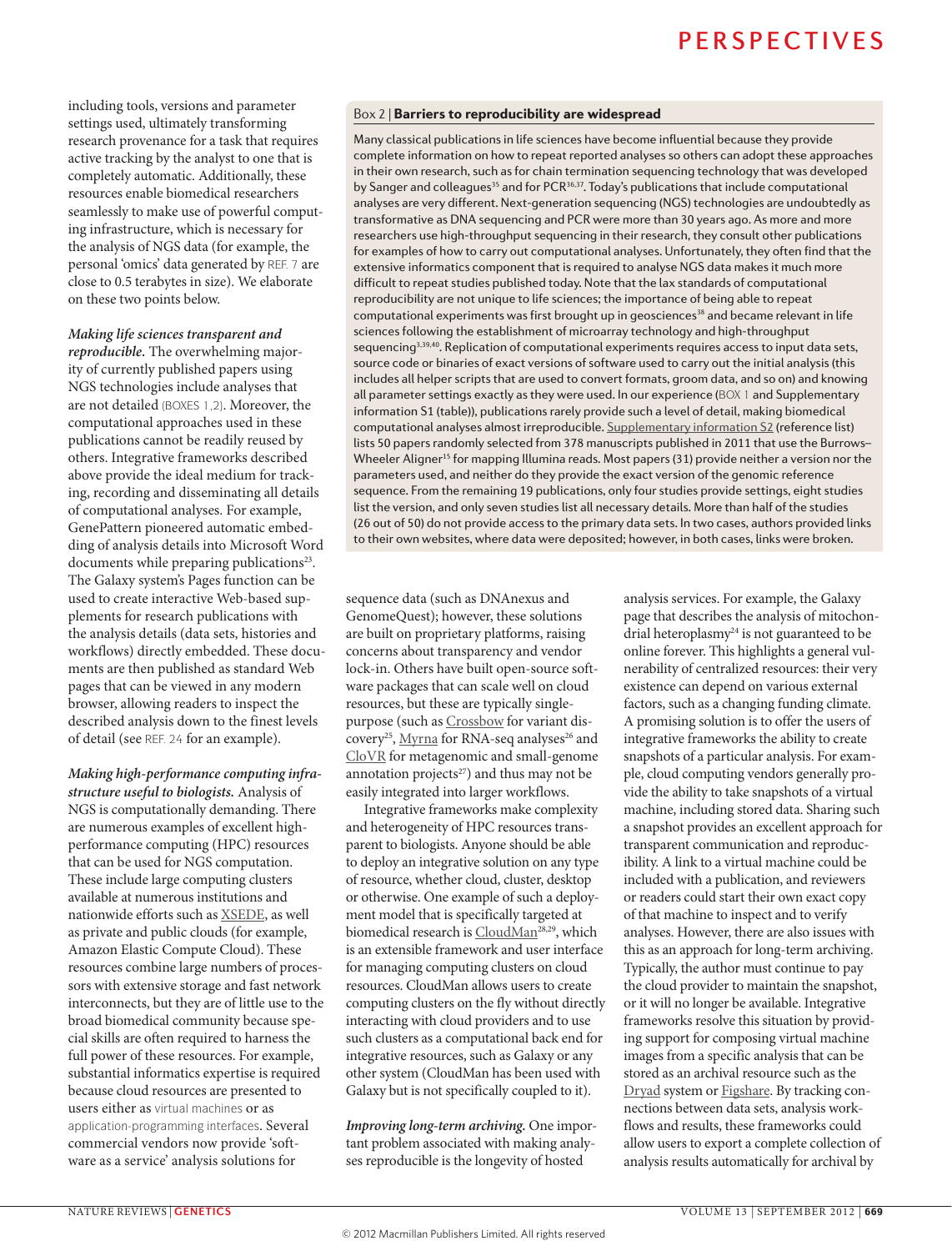including tools, versions and parameter settings used, ultimately transforming research provenance for a task that requires active tracking by the analyst to one that is completely automatic. Additionally, these resources enable biomedical researchers seamlessly to make use of powerful computing infrastructure, which is necessary for the analysis of NGS data (for example, the personal 'omics' data generated by REF. 7 are close to 0.5 terabytes in size). We elaborate on these two points below.

***Making life sciences transparent and reproducible.*** The overwhelming majority of currently published papers using NGS technologies include analyses that are not detailed (BOXES 1,2). Moreover, the computational approaches used in these publications cannot be readily reused by others. Integrative frameworks described above provide the ideal medium for tracking, recording and disseminating all details of computational analyses. For example, GenePattern pioneered automatic embedding of analysis details into Microsoft Word documents while preparing publications[23]. The Galaxy system's Pages function can be used to create interactive Web-based supplements for research publications with the analysis details (data sets, histories and workflows) directly embedded. These documents are then published as standard Web pages that can be viewed in any modern browser, allowing readers to inspect the described analysis down to the finest levels of detail (see REF. 24 for an example).

### Box 2 | Barriers to reproducibility are widespread

Many classical publications in life sciences have become influential because they provide complete information on how to repeat reported analyses so others can adopt these approaches in their own research, such as for chain termination sequencing technology that was developed by Sanger and colleagues[35] and for PCR[36,37]. Today's publications that include computational analyses are very different. Next-generation sequencing (NGS) technologies are undoubtedly as transformative as DNA sequencing and PCR were more than 30 years ago. As more and more researchers use high-throughput sequencing in their research, they consult other publications for examples of how to carry out computational analyses. Unfortunately, they often find that the extensive informatics component that is required to analyse NGS data makes it much more difficult to repeat studies published today. Note that the lax standards of computational reproducibility are not unique to life sciences; the importance of being able to repeat computational experiments was first brought up in geosciences[38] and became relevant in life sciences following the establishment of microarray technology and high-throughput sequencing[3,39,40]. Replication of computational experiments requires access to input data sets, source code or binaries of exact versions of software used to carry out the initial analysis (this includes all helper scripts that are used to convert formats, groom data, and so on) and knowing all parameter settings exactly as they were used. In our experience (BOX 1 and Supplementary information S1 (table)), publications rarely provide such a level of detail, making biomedical computational analyses almost irreproducible. Supplementary information S2 (reference list) lists 50 papers randomly selected from 378 manuscripts published in 2011 that use the Burrows–Wheeler Aligner[15] for mapping Illumina reads. Most papers (31) provide neither a version nor the parameters used, and neither do they provide the exact version of the genomic reference sequence. From the remaining 19 publications, only four studies provide settings, eight studies list the version, and only seven studies list all necessary details. More than half of the studies (26 out of 50) do not provide access to the primary data sets. In two cases, authors provided links to their own websites, where data were deposited; however, in both cases, links were broken.

***Making high-performance computing infrastructure useful to biologists.*** Analysis of NGS is computationally demanding. There are numerous examples of excellent high-performance computing (HPC) resources that can be used for NGS computation. These include large computing clusters available at numerous institutions and nationwide efforts such as XSEDE, as well as private and public clouds (for example, Amazon Elastic Compute Cloud). These resources combine large numbers of processors with extensive storage and fast network interconnects, but they are of little use to the broad biomedical community because special skills are often required to harness the full power of these resources. For example, substantial informatics expertise is required because cloud resources are presented to users either as virtual machines or as application-programming interfaces. Several commercial vendors now provide 'software as a service' analysis solutions for sequence data (such as DNAnexus and GenomeQuest); however, these solutions are built on proprietary platforms, raising concerns about transparency and vendor lock-in. Others have built open-source software packages that can scale well on cloud resources, but these are typically single-purpose (such as Crossbow for variant discovery[25], Myrna for RNA-seq analyses[26] and CloVR for metagenomic and small-genome annotation projects[27]) and thus may not be easily integrated into larger workflows.

Integrative frameworks make complexity and heterogeneity of HPC resources transparent to biologists. Anyone should be able to deploy an integrative solution on any type of resource, whether cloud, cluster, desktop or otherwise. One example of such a deployment model that is specifically targeted at biomedical research is CloudMan[28,29], which is an extensible framework and user interface for managing computing clusters on cloud resources. CloudMan allows users to create computing clusters on the fly without directly interacting with cloud providers and to use such clusters as a computational back end for integrative resources, such as Galaxy or any other system (CloudMan has been used with Galaxy but is not specifically coupled to it).

***Improving long-term archiving.*** One important problem associated with making analyses reproducible is the longevity of hosted analysis services. For example, the Galaxy page that describes the analysis of mitochondrial heteroplasmy[24] is not guaranteed to be online forever. This highlights a general vulnerability of centralized resources: their very existence can depend on various external factors, such as a changing funding climate. A promising solution is to offer the users of integrative frameworks the ability to create snapshots of a particular analysis. For example, cloud computing vendors generally provide the ability to take snapshots of a virtual machine, including stored data. Sharing such a snapshot provides an excellent approach for transparent communication and reproducibility. A link to a virtual machine could be included with a publication, and reviewers or readers could start their own exact copy of that machine to inspect and to verify analyses. However, there are also issues with this as an approach for long-term archiving. Typically, the author must continue to pay the cloud provider to maintain the snapshot, or it will no longer be available. Integrative frameworks resolve this situation by providing support for composing virtual machine images from a specific analysis that can be stored as an archival resource such as the Dryad system or Figshare. By tracking connections between data sets, analysis workflows and results, these frameworks could allow users to export a complete collection of analysis results automatically for archival by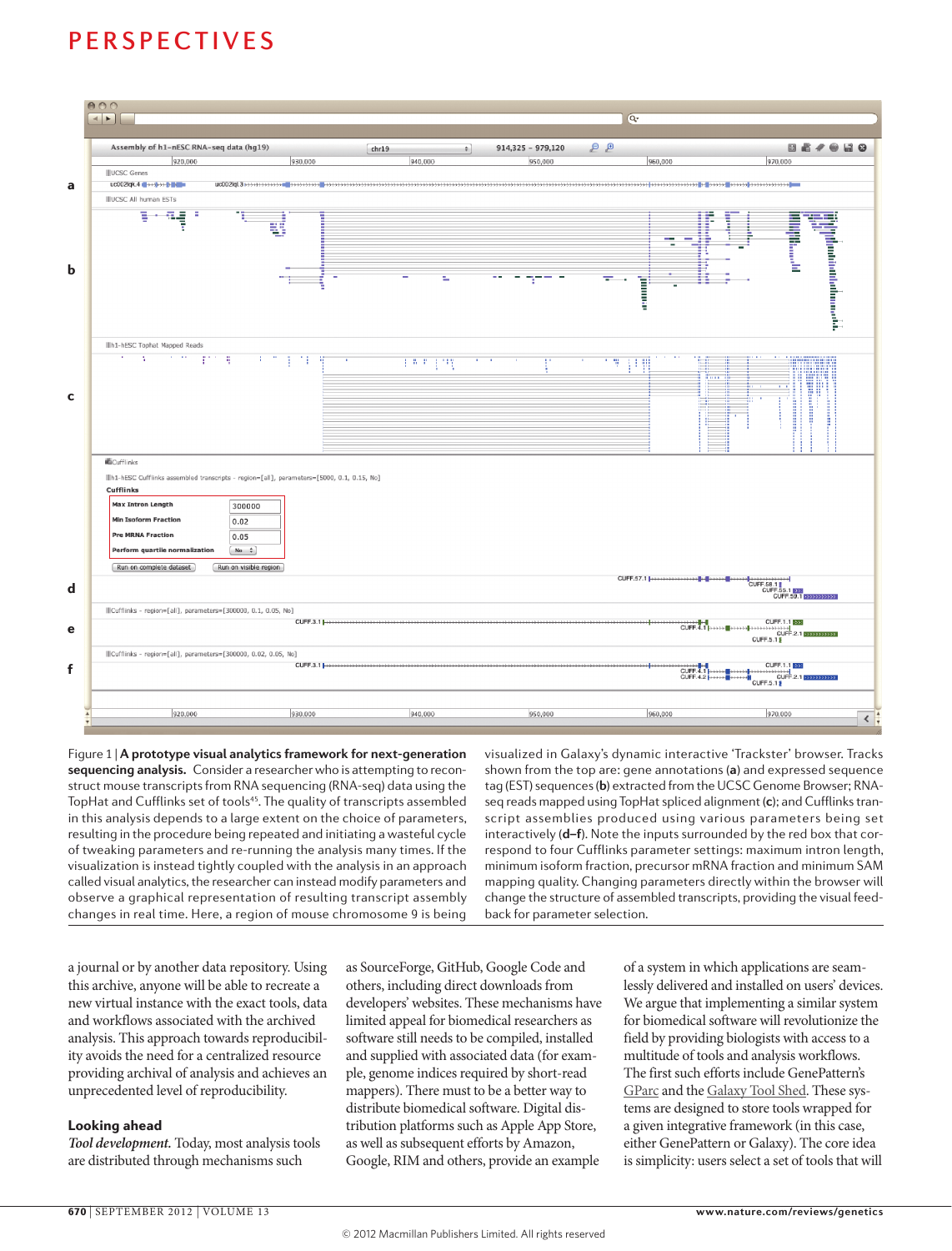**Figure 1 | A prototype visual analytics framework for next-generation sequencing analysis.** Consider a researcher who is attempting to reconstruct mouse transcripts from RNA sequencing (RNA-seq) data using the TopHat and Cufflinks set of tools[45]. The quality of transcripts assembled in this analysis depends to a large extent on the choice of parameters, resulting in the procedure being repeated and initiating a wasteful cycle of tweaking parameters and re-running the analysis many times. If the visualization is instead tightly coupled with the analysis in an approach called visual analytics, the researcher can instead modify parameters and observe a graphical representation of resulting transcript assembly changes in real time. Here, a region of mouse chromosome 9 is being visualized in Galaxy's dynamic interactive 'Trackster' browser. Tracks shown from the top are: gene annotations (**a**) and expressed sequence tag (EST) sequences (**b**) extracted from the UCSC Genome Browser; RNA-seq reads mapped using TopHat spliced alignment (**c**); and Cufflinks transcript assemblies produced using various parameters being set interactively (**d–f**). Note the inputs surrounded by the red box that correspond to four Cufflinks parameter settings: maximum intron length, minimum isoform fraction, precursor mRNA fraction and minimum SAM mapping quality. Changing parameters directly within the browser will change the structure of assembled transcripts, providing the visual feedback for parameter selection.

a journal or by another data repository. Using this archive, anyone will be able to recreate a new virtual instance with the exact tools, data and workflows associated with the archived analysis. This approach towards reproducibility avoids the need for a centralized resource providing archival of analysis and achieves an unprecedented level of reproducibility.

### Looking ahead

*Tool development.* Today, most analysis tools are distributed through mechanisms such as SourceForge, GitHub, Google Code and others, including direct downloads from developers' websites. These mechanisms have limited appeal for biomedical researchers as software still needs to be compiled, installed and supplied with associated data (for example, genome indices required by short-read mappers). There must to be a better way to distribute biomedical software. Digital distribution platforms such as Apple App Store, as well as subsequent efforts by Amazon, Google, RIM and others, provide an example of a system in which applications are seamlessly delivered and installed on users' devices. We argue that implementing a similar system for biomedical software will revolutionize the field by providing biologists with access to a multitude of tools and analysis workflows. The first such efforts include GenePattern's GParc and the Galaxy Tool Shed. These systems are designed to store tools wrapped for a given integrative framework (in this case, either GenePattern or Galaxy). The core idea is simplicity: users select a set of tools that will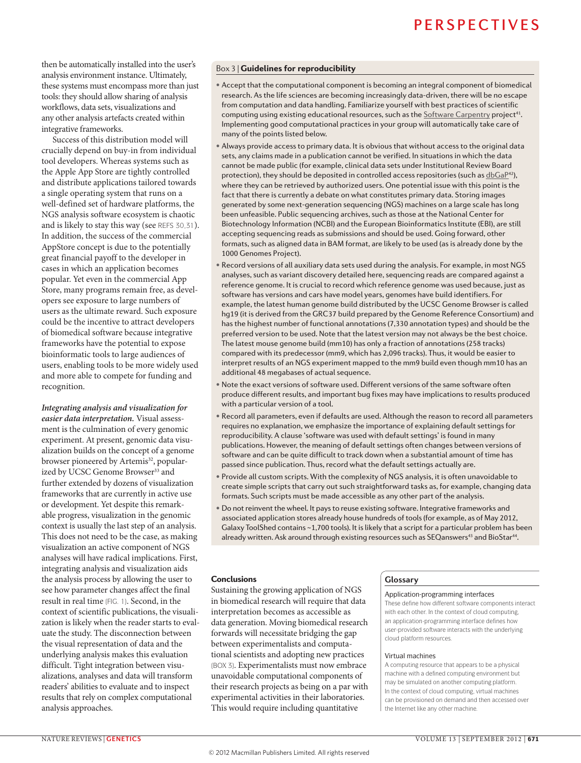then be automatically installed into the user's analysis environment instance. Ultimately, these systems must encompass more than just tools: they should allow sharing of analysis workflows, data sets, visualizations and any other analysis artefacts created within integrative frameworks.

Success of this distribution model will crucially depend on buy-in from individual tool developers. Whereas systems such as the Apple App Store are tightly controlled and distribute applications tailored towards a single operating system that runs on a well-defined set of hardware platforms, the NGS analysis software ecosystem is chaotic and is likely to stay this way (see REFS 30,31). In addition, the success of the commercial AppStore concept is due to the potentially great financial payoff to the developer in cases in which an application becomes popular. Yet even in the commercial App Store, many programs remain free, as developers seek exposure to large numbers of users as the ultimate reward. Such exposure could be the incentive to attract developers of biomedical software because integrative frameworks have the potential to expose bioinformatic tools to large audiences of users, enabling tools to be more widely used and more able to compete for funding and recognition.

***Integrating analysis and visualization for easier data interpretation.*** Visual assessment is the culmination of every genomic experiment. At present, genomic data visualization builds on the concept of a genome browser pioneered by Artemis[32], popularized by UCSC Genome Browser[33] and further extended by dozens of visualization frameworks that are currently in active use or development. Yet despite this remarkable progress, visualization in the genomic context is usually the last step of an analysis. This does not need to be the case, as making visualization an active component of NGS analyses will have radical implications. First, integrating analysis and visualization aids the analysis process by allowing the user to see how parameter changes affect the final result in real time (FIG. 1). Second, in the context of scientific publications, the visualization is likely when the reader starts to evaluate the study. The disconnection between the visual representation of data and the underlying analysis makes this evaluation difficult. Tight integration between visualizations, analyses and data will transform readers' abilities to evaluate and to inspect results that rely on complex computational analysis approaches.

### Box 3 | Guidelines for reproducibility

- Accept that the computational component is becoming an integral component of biomedical research. As the life sciences are becoming increasingly data-driven, there will be no escape from computation and data handling. Familiarize yourself with best practices of scientific computing using existing educational resources, such as the Software Carpentry project[41]. Implementing good computational practices in your group will automatically take care of many of the points listed below.
- Always provide access to primary data. It is obvious that without access to the original data sets, any claims made in a publication cannot be verified. In situations in which the data cannot be made public (for example, clinical data sets under Institutional Review Board protection), they should be deposited in controlled access repositories (such as dbGaP[42]), where they can be retrieved by authorized users. One potential issue with this point is the fact that there is currently a debate on what constitutes primary data. Storing images generated by some next-generation sequencing (NGS) machines on a large scale has long been unfeasible. Public sequencing archives, such as those at the National Center for Biotechnology Information (NCBI) and the European Bioinformatics Institute (EBI), are still accepting sequencing reads as submissions and should be used. Going forward, other formats, such as aligned data in BAM format, are likely to be used (as is already done by the 1000 Genomes Project).
- Record versions of all auxiliary data sets used during the analysis. For example, in most NGS analyses, such as variant discovery detailed here, sequencing reads are compared against a reference genome. It is crucial to record which reference genome was used because, just as software has versions and cars have model years, genomes have build identifiers. For example, the latest human genome build distributed by the UCSC Genome Browser is called hg19 (it is derived from the GRC37 build prepared by the Genome Reference Consortium) and has the highest number of functional annotations (7,330 annotation types) and should be the preferred version to be used. Note that the latest version may not always be the best choice. The latest mouse genome build (mm10) has only a fraction of annotations (258 tracks) compared with its predecessor (mm9, which has 2,096 tracks). Thus, it would be easier to interpret results of an NGS experiment mapped to the mm9 build even though mm10 has an additional 48 megabases of actual sequence.
- Note the exact versions of software used. Different versions of the same software often produce different results, and important bug fixes may have implications to results produced with a particular version of a tool.
- Record all parameters, even if defaults are used. Although the reason to record all parameters requires no explanation, we emphasize the importance of explaining default settings for reproducibility. A clause 'software was used with default settings' is found in many publications. However, the meaning of default settings often changes between versions of software and can be quite difficult to track down when a substantial amount of time has passed since publication. Thus, record what the default settings actually are.
- Provide all custom scripts. With the complexity of NGS analysis, it is often unavoidable to create simple scripts that carry out such straightforward tasks as, for example, changing data formats. Such scripts must be made accessible as any other part of the analysis.
- Do not reinvent the wheel. It pays to reuse existing software. Integrative frameworks and associated application stores already house hundreds of tools (for example, as of May 2012, Galaxy ToolShed contains ~1,700 tools). It is likely that a script for a particular problem has been already written. Ask around through existing resources such as SEQanswers[43] and BioStar[44].

## Conclusions

Sustaining the growing application of NGS in biomedical research will require that data interpretation becomes as accessible as data generation. Moving biomedical research forwards will necessitate bridging the gap between experimentalists and computational scientists and adopting new practices (BOX 3). Experimentalists must now embrace unavoidable computational components of their research projects as being on a par with experimental activities in their laboratories. This would require including quantitative

### Glossary

**Application-programming interfaces**
These define how different software components interact with each other. In the context of cloud computing, an application-programming interface defines how user-provided software interacts with the underlying cloud platform resources.

**Virtual machines**
A computing resource that appears to be a physical machine with a defined computing environment but may be simulated on another computing platform. In the context of cloud computing, virtual machines can be provisioned on demand and then accessed over the Internet like any other machine.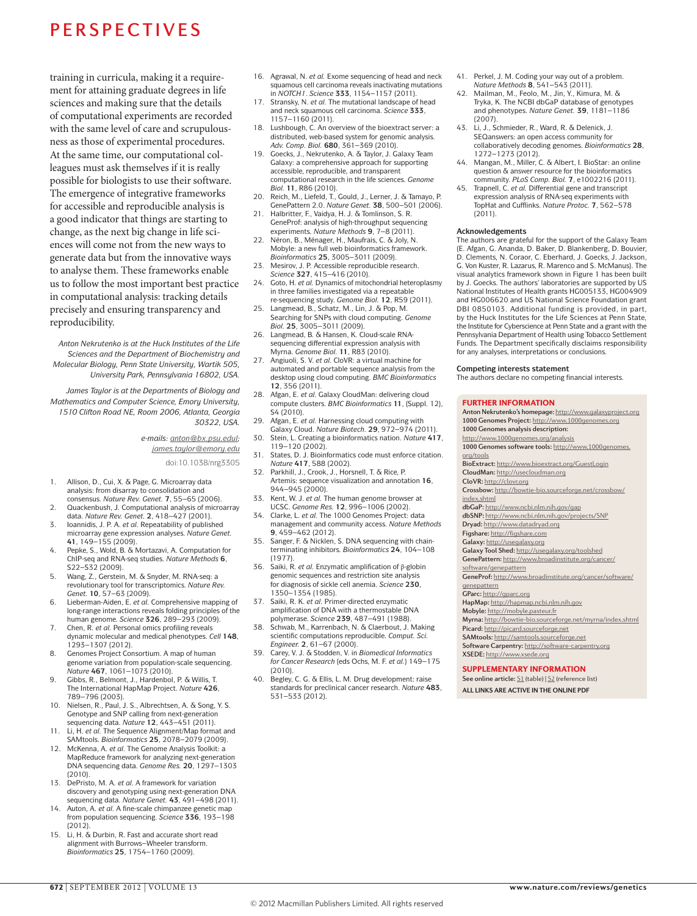training in curricula, making it a requirement for attaining graduate degrees in life sciences and making sure that the details of computational experiments are recorded with the same level of care and scrupulousness as those of experimental procedures. At the same time, our computational colleagues must ask themselves if it is really possible for biologists to use their software. The emergence of integrative frameworks for accessible and reproducible analysis is a good indicator that things are starting to change, as the next big change in life sciences will come not from the new ways to generate data but from the innovative ways to analyse them. These frameworks enable us to follow the most important best practice in computational analysis: tracking details precisely and ensuring transparency and reproducibility.

*Anton Nekrutenko is at the Huck Institutes of the Life Sciences and the Department of Biochemistry and Molecular Biology, Penn State University, Wartik 505, University Park, Pennsylvania 16802, USA.*

*James Taylor is at the Departments of Biology and Mathematics and Computer Science, Emory University, 1510 Clifton Road NE, Room 2006, Atlanta, Georgia 30322, USA.*

*e-mails: anton@bx.psu.edu; james.taylor@emory.edu*

doi:10.1038/nrg3305

1. Allison, D., Cui, X. & Page, G. Microarray data analysis: from disarray to consolidation and consensus. *Nature Rev. Genet.* **7**, 55–65 (2006).
2. Quackenbush, J. Computational analysis of microarray data. *Nature Rev. Genet.* **2**, 418–427 (2001).
3. Ioannidis, J. P. A. *et al.* Repeatability of published microarray gene expression analyses. *Nature Genet.* **41**, 149–155 (2009).
4. Pepke, S., Wold, B. & Mortazavi, A. Computation for ChIP-seq and RNA-seq studies. *Nature Methods* **6**, S22–S32 (2009).
5. Wang, Z., Gerstein, M. & Snyder, M. RNA-seq: a revolutionary tool for transcriptomics. *Nature Rev. Genet.* **10**, 57–63 (2009).
6. Lieberman-Aiden, E. *et al.* Comprehensive mapping of long-range interactions reveals folding principles of the human genome. *Science* **326**, 289–293 (2009).
7. Chen, R. *et al.* Personal omics profiling reveals dynamic molecular and medical phenotypes. *Cell* **148**, 1293–1307 (2012).
8. Genomes Project Consortium. A map of human genome variation from population-scale sequencing. *Nature* **467**, 1061–1073 (2010).
9. Gibbs, R., Belmont, J., Hardenbol, P. & Willis, T. The International HapMap Project. *Nature* **426**, 789–796 (2003).
10. Nielsen, R., Paul, J. S., Albrechtsen, A. & Song, Y. S. Genotype and SNP calling from next-generation sequencing data. *Nature* **12**, 443–451 (2011).
11. Li, H. *et al.* The Sequence Alignment/Map format and SAMtools. *Bioinformatics* **25**, 2078–2079 (2009).
12. McKenna, A. *et al.* The Genome Analysis Toolkit: a MapReduce framework for analyzing next-generation DNA sequencing data. *Genome Res.* **20**, 1297–1303 (2010).
13. DePristo, M. A. *et al.* A framework for variation discovery and genotyping using next-generation DNA sequencing data. *Nature Genet.* **43**, 491–498 (2011).
14. Auton, A. *et al.* A fine-scale chimpanzee genetic map from population sequencing. *Science* **336**, 193–198 (2012).
15. Li, H. & Durbin, R. Fast and accurate short read alignment with Burrows–Wheeler transform. *Bioinformatics* **25**, 1754–1760 (2009).
16. Agrawal, N. *et al.* Exome sequencing of head and neck squamous cell carcinoma reveals inactivating mutations in *NOTCH1*. *Science* **333**, 1154–1157 (2011).
17. Stransky, N. *et al.* The mutational landscape of head and neck squamous cell carcinoma. *Science* **333**, 1157–1160 (2011).
18. Lushbough, C. An overview of the bioextract server: a distributed, web-based system for genomic analysis. *Adv. Comp. Biol.* **680**, 361–369 (2010).
19. Goecks, J., Nekrutenko, A. & Taylor, J. Galaxy Team Galaxy: a comprehensive approach for supporting accessible, reproducible, and transparent computational research in the life sciences. *Genome Biol.* **11**, R86 (2010).
20. Reich, M., Liefeld, T., Gould, J., Lerner, J. & Tamayo, P. GenePattern 2.0. *Nature Genet.* **38**, 500–501 (2006).
21. Halbritter, F., Vaidya, H. J. & Tomlinson, S. R. GeneProf: analysis of high-throughput sequencing experiments. *Nature Methods* **9**, 7–8 (2011).
22. Néron, B., Ménager, H., Maufrais, C. & Joly, N. Mobyle: a new full web bioinformatics framework. *Bioinformatics* **25**, 3005–3011 (2009).
23. Mesirov, J. P. Accessible reproducible research. *Science* **327**, 415–416 (2010).
24. Goto, H. *et al.* Dynamics of mitochondrial heteroplasmy in three families investigated via a repeatable re-sequencing study. *Genome Biol.* **12**, R59 (2011).
25. Langmead, B., Schatz, M., Lin, J. & Pop, M. Searching for SNPs with cloud computing. *Genome Biol.* **25**, 3005–3011 (2009).
26. Langmead, B. & Hansen, K. Cloud-scale RNA-sequencing differential expression analysis with Myrna. *Genome Biol.* **11**, R83 (2010).
27. Angiuoli, S. V. *et al.* CloVR: a virtual machine for automated and portable sequence analysis from the desktop using cloud computing. *BMC Bioinformatics* **12**, 356 (2011).
28. Afgan, E. *et al.* Galaxy CloudMan: delivering cloud compute clusters. *BMC Bioinformatics* **11**, (Suppl. 12), S4 (2010).
29. Afgan, E. *et al.* Harnessing cloud computing with Galaxy Cloud. *Nature Biotech.* **29**, 972–974 (2011).
30. Stein, L. Creating a bioinformatics nation. *Nature* **417**, 119–120 (2002).
31. States, D. J. Bioinformatics code must enforce citation. *Nature* **417**, 588 (2002).
32. Parkhill, J., Crook, J., Horsnell, T. & Rice, P. Artemis: sequence visualization and annotation **16**, 944–945 (2000).
33. Kent, W. J. *et al.* The human genome browser at UCSC. *Genome Res.* **12**, 996–1006 (2002).
34. Clarke, L. *et al.* The 1000 Genomes Project: data management and community access. *Nature Methods* **9**, 459–462 (2012).
35. Sanger, F. & Nicklen, S. DNA sequencing with chain-terminating inhibitors. *Bioinformatics* **24**, 104–108 (1977).
36. Saiki, R. *et al.* Enzymatic amplification of β-globin genomic sequences and restriction site analysis for diagnosis of sickle cell anemia. *Science* **230**, 1350–1354 (1985).
37. Saiki, R. K. *et al.* Primer-directed enzymatic amplification of DNA with a thermostable DNA polymerase. *Science* **239**, 487–491 (1988).
38. Schwab, M., Karrenbach, N. & Claerbout, J. Making scientific computations reproducible. *Comput. Sci. Engineer.* **2**, 61–67 (2000).
39. Carey, V. J. & Stodden, V. in *Biomedical Informatics for Cancer Research* (eds Ochs, M. F. *et al.*) 149–175 (2010).
40. Begley, C. G. & Ellis, L. M. Drug development: raise standards for preclinical cancer research. *Nature* **483**, 531–533 (2012).
41. Perkel, J. M. Coding your way out of a problem. *Nature Methods* **8**, 541–543 (2011).
42. Mailman, M., Feolo, M., Jin, Y., Kimura, M. & Tryka, K. The NCBI dbGaP database of genotypes and phenotypes. *Nature Genet.* **39**, 1181–1186 (2007).
43. Li, J., Schmieder, R., Ward, R. & Delenick, J. SEQanswers: an open access community for collaboratively decoding genomes. *Bioinformatics* **28**, 1272–1273 (2012).
44. Mangan, M., Miller, C. & Albert, I. BioStar: an online question & answer resource for the bioinformatics community. *PLoS Comp. Biol.* **7**, e1002216 (2011).
45. Trapnell, C. *et al.* Differential gene and transcript expression analysis of RNA-seq experiments with TopHat and Cufflinks. *Nature Protoc.* **7**, 562–578 (2011).

**Acknowledgements**

The authors are grateful for the support of the Galaxy Team (E. Afgan, G. Ananda, D. Baker, D. Blankenberg, D. Bouvier, D. Clements, N. Coraor, C. Eberhard, J. Goecks, J. Jackson, G. Von Kuster, R. Lazarus, R. Marenco and S. McManus). The visual analytics framework shown in Figure 1 has been built by J. Goecks. The authors' laboratories are supported by US National Institutes of Health grants HG005133, HG004909 and HG006620 and US National Science Foundation grant DBI 0850103. Additional funding is provided, in part, by the Huck Institutes for the Life Sciences at Penn State, the Institute for Cyberscience at Penn State and a grant with the Pennsylvania Department of Health using Tobacco Settlement Funds. The Department specifically disclaims responsibility for any analyses, interpretations or conclusions.

**Competing interests statement**

The authors declare no competing financial interests.

**FURTHER INFORMATION**

**Anton Nekrutenko's homepage:** http://www.galaxyproject.org
**1000 Genomes Project:** http://www.1000genomes.org
**1000 Genomes analysis description:** http://www.1000genomes.org/analysis
**1000 Genomes software tools:** http://www.1000genomes.org/tools
**BioExtract:** http://www.bioextract.org/GuestLogin
**CloudMan:** http://usecloudman.org
**CloVR:** http://clovr.org
**Crossbow:** http://bowtie-bio.sourceforge.net/crossbow/index.shtml
**dbGaP:** http://www.ncbi.nlm.nih.gov/gap
**dbSNP:** http://www.ncbi.nlm.nih.gov/projects/SNP
**Dryad:** http://www.datadryad.org
**Figshare:** http://figshare.com
**Galaxy:** http://usegalaxy.org
**Galaxy Tool Shed:** http://usegalaxy.org/toolshed
**GenePattern:** http://www.broadinstitute.org/cancer/software/genepattern
**GeneProf:** http://www.broadinstitute.org/cancer/software/genepattern
**GParc:** http://gparc.org
**HapMap:** http://hapmap.ncbi.nlm.nih.gov
**Mobyle:** http://mobyle.pasteur.fr
**Myrna:** http://bowtie-bio.sourceforge.net/myrna/index.shtml
**Picard:** http://picard.sourceforge.net
**SAMtools:** http://samtools.sourceforge.net
**Software Carpentry:** http://software-carpentry.org
**XSEDE:** http://www.xsede.org

**SUPPLEMENTARY INFORMATION**

See online article: S1 (table) | S2 (reference list)

**ALL LINKS ARE ACTIVE IN THE ONLINE PDF**

© 2012 Macmillan Publishers Limited. All rights reserved